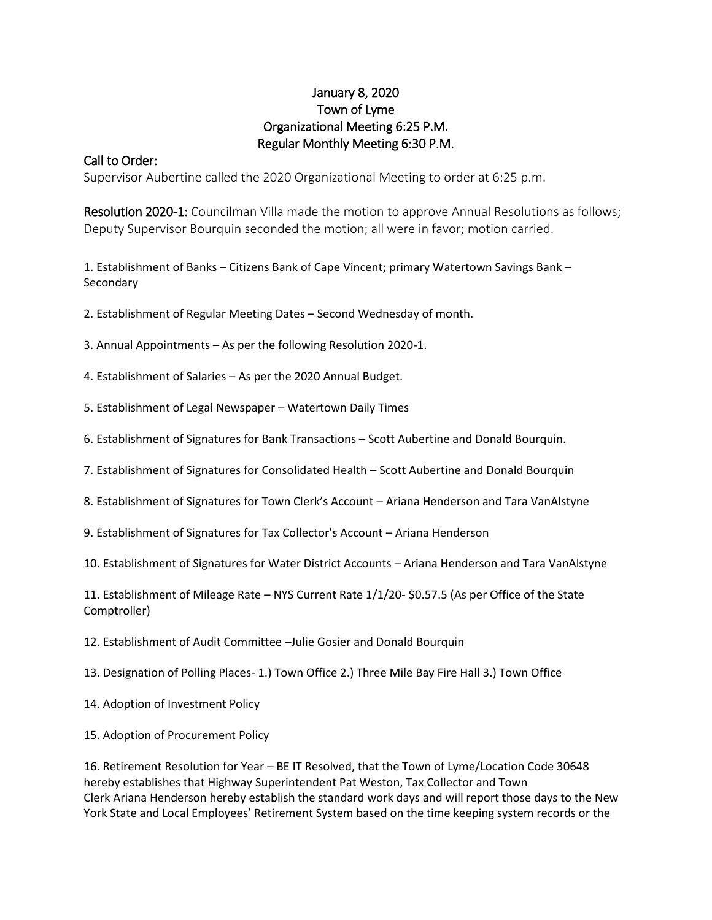# January 8, 2020
# Town of Lyme
# Organizational Meeting 6:25 P.M.
# Regular Monthly Meeting 6:30 P.M.

## Call to Order:

Supervisor Aubertine called the 2020 Organizational Meeting to order at 6:25 p.m.

**Resolution 2020-1:** Councilman Villa made the motion to approve Annual Resolutions as follows; Deputy Supervisor Bourquin seconded the motion; all were in favor; motion carried.

1. Establishment of Banks – Citizens Bank of Cape Vincent; primary Watertown Savings Bank – Secondary

2. Establishment of Regular Meeting Dates – Second Wednesday of month.

3. Annual Appointments – As per the following Resolution 2020-1.

4. Establishment of Salaries – As per the 2020 Annual Budget.

5. Establishment of Legal Newspaper – Watertown Daily Times

6. Establishment of Signatures for Bank Transactions – Scott Aubertine and Donald Bourquin.

7. Establishment of Signatures for Consolidated Health – Scott Aubertine and Donald Bourquin

8. Establishment of Signatures for Town Clerk's Account – Ariana Henderson and Tara VanAlstyne

9. Establishment of Signatures for Tax Collector's Account – Ariana Henderson

10. Establishment of Signatures for Water District Accounts – Ariana Henderson and Tara VanAlstyne

11. Establishment of Mileage Rate – NYS Current Rate 1/1/20- $0.57.5 (As per Office of the State Comptroller)

12. Establishment of Audit Committee –Julie Gosier and Donald Bourquin

13. Designation of Polling Places- 1.) Town Office 2.) Three Mile Bay Fire Hall 3.) Town Office

14. Adoption of Investment Policy

15. Adoption of Procurement Policy

16. Retirement Resolution for Year – BE IT Resolved, that the Town of Lyme/Location Code 30648 hereby establishes that Highway Superintendent Pat Weston, Tax Collector and Town Clerk Ariana Henderson hereby establish the standard work days and will report those days to the New York State and Local Employees' Retirement System based on the time keeping system records or the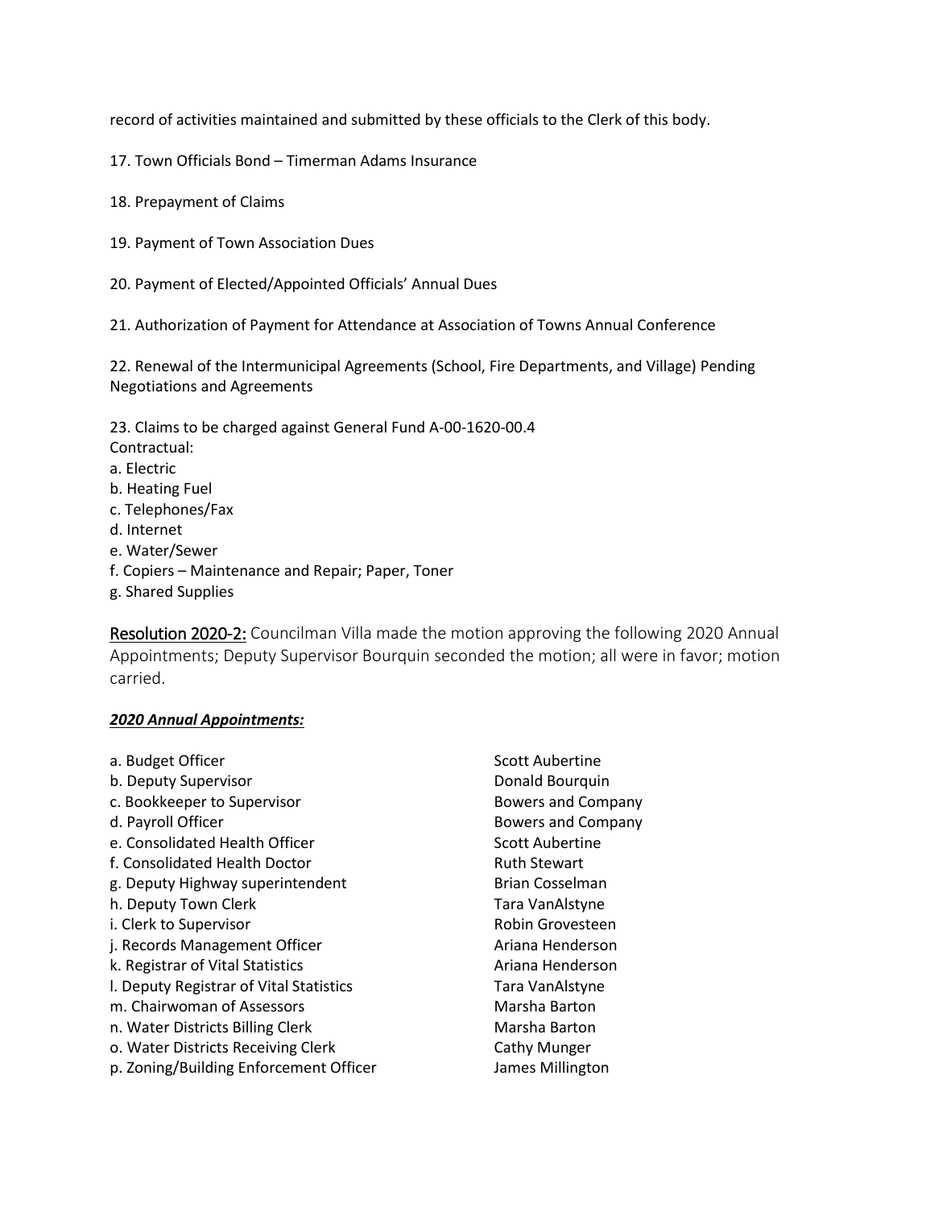record of activities maintained and submitted by these officials to the Clerk of this body.

17. Town Officials Bond – Timerman Adams Insurance

18. Prepayment of Claims

19. Payment of Town Association Dues

20. Payment of Elected/Appointed Officials' Annual Dues

21. Authorization of Payment for Attendance at Association of Towns Annual Conference

22. Renewal of the Intermunicipal Agreements (School, Fire Departments, and Village) Pending Negotiations and Agreements

23. Claims to be charged against General Fund A-00-1620-00.4
Contractual:
a. Electric
b. Heating Fuel
c. Telephones/Fax
d. Internet
e. Water/Sewer
f. Copiers – Maintenance and Repair; Paper, Toner
g. Shared Supplies

Resolution 2020-2: Councilman Villa made the motion approving the following 2020 Annual Appointments; Deputy Supervisor Bourquin seconded the motion; all were in favor; motion carried.

***2020 Annual Appointments:***

| | |
|---|---|
| a. Budget Officer | Scott Aubertine |
| b. Deputy Supervisor | Donald Bourquin |
| c. Bookkeeper to Supervisor | Bowers and Company |
| d. Payroll Officer | Bowers and Company |
| e. Consolidated Health Officer | Scott Aubertine |
| f. Consolidated Health Doctor | Ruth Stewart |
| g. Deputy Highway superintendent | Brian Cosselman |
| h. Deputy Town Clerk | Tara VanAlstyne |
| i. Clerk to Supervisor | Robin Grovesteen |
| j. Records Management Officer | Ariana Henderson |
| k. Registrar of Vital Statistics | Ariana Henderson |
| l. Deputy Registrar of Vital Statistics | Tara VanAlstyne |
| m. Chairwoman of Assessors | Marsha Barton |
| n. Water Districts Billing Clerk | Marsha Barton |
| o. Water Districts Receiving Clerk | Cathy Munger |
| p. Zoning/Building Enforcement Officer | James Millington |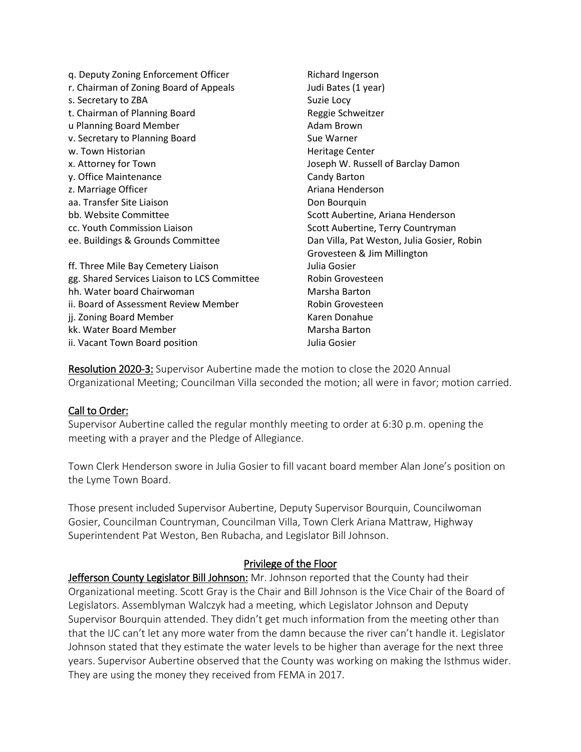| | |
|---|---|
| q. Deputy Zoning Enforcement Officer | Richard Ingerson |
| r. Chairman of Zoning Board of Appeals | Judi Bates (1 year) |
| s. Secretary to ZBA | Suzie Locy |
| t. Chairman of Planning Board | Reggie Schweitzer |
| u Planning Board Member | Adam Brown |
| v. Secretary to Planning Board | Sue Warner |
| w. Town Historian | Heritage Center |
| x. Attorney for Town | Joseph W. Russell of Barclay Damon |
| y. Office Maintenance | Candy Barton |
| z. Marriage Officer | Ariana Henderson |
| aa. Transfer Site Liaison | Don Bourquin |
| bb. Website Committee | Scott Aubertine, Ariana Henderson |
| cc. Youth Commission Liaison | Scott Aubertine, Terry Countryman |
| ee. Buildings & Grounds Committee | Dan Villa, Pat Weston, Julia Gosier, Robin Grovesteen & Jim Millington |
| ff. Three Mile Bay Cemetery Liaison | Julia Gosier |
| gg. Shared Services Liaison to LCS Committee | Robin Grovesteen |
| hh. Water board Chairwoman | Marsha Barton |
| ii. Board of Assessment Review Member | Robin Grovesteen |
| jj. Zoning Board Member | Karen Donahue |
| kk. Water Board Member | Marsha Barton |
| ii. Vacant Town Board position | Julia Gosier |

Resolution 2020-3: Supervisor Aubertine made the motion to close the 2020 Annual Organizational Meeting; Councilman Villa seconded the motion; all were in favor; motion carried.

## Call to Order:

Supervisor Aubertine called the regular monthly meeting to order at 6:30 p.m. opening the meeting with a prayer and the Pledge of Allegiance.

Town Clerk Henderson swore in Julia Gosier to fill vacant board member Alan Jone's position on the Lyme Town Board.

Those present included Supervisor Aubertine, Deputy Supervisor Bourquin, Councilwoman Gosier, Councilman Countryman, Councilman Villa, Town Clerk Ariana Mattraw, Highway Superintendent Pat Weston, Ben Rubacha, and Legislator Bill Johnson.

## Privilege of the Floor

Jefferson County Legislator Bill Johnson: Mr. Johnson reported that the County had their Organizational meeting. Scott Gray is the Chair and Bill Johnson is the Vice Chair of the Board of Legislators. Assemblyman Walczyk had a meeting, which Legislator Johnson and Deputy Supervisor Bourquin attended. They didn't get much information from the meeting other than that the IJC can't let any more water from the damn because the river can't handle it. Legislator Johnson stated that they estimate the water levels to be higher than average for the next three years. Supervisor Aubertine observed that the County was working on making the Isthmus wider. They are using the money they received from FEMA in 2017.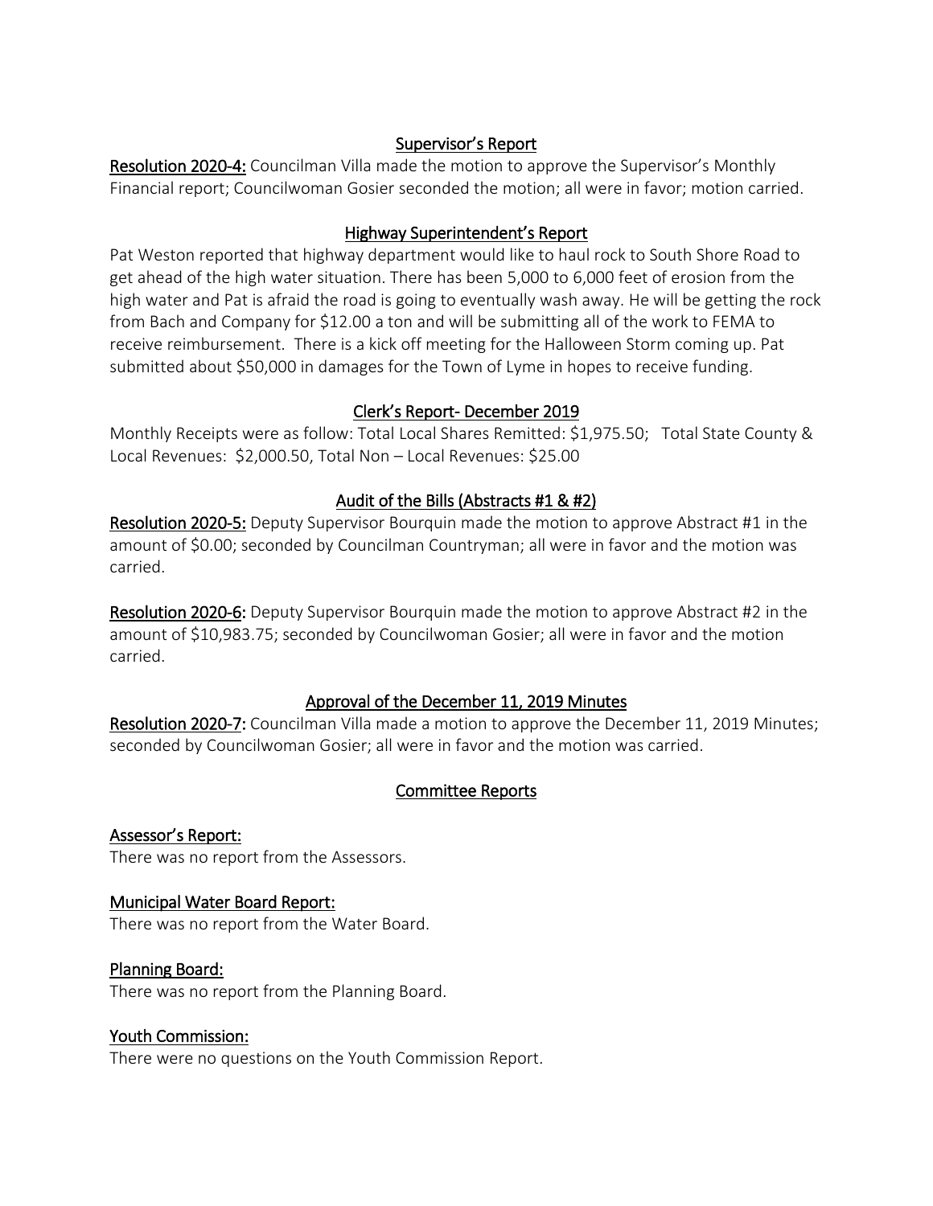## Supervisor's Report

**Resolution 2020-4:** Councilman Villa made the motion to approve the Supervisor's Monthly Financial report; Councilwoman Gosier seconded the motion; all were in favor; motion carried.

## Highway Superintendent's Report

Pat Weston reported that highway department would like to haul rock to South Shore Road to get ahead of the high water situation. There has been 5,000 to 6,000 feet of erosion from the high water and Pat is afraid the road is going to eventually wash away. He will be getting the rock from Bach and Company for $12.00 a ton and will be submitting all of the work to FEMA to receive reimbursement. There is a kick off meeting for the Halloween Storm coming up. Pat submitted about $50,000 in damages for the Town of Lyme in hopes to receive funding.

## Clerk's Report- December 2019

Monthly Receipts were as follow: Total Local Shares Remitted: $1,975.50; Total State County & Local Revenues: $2,000.50, Total Non – Local Revenues: $25.00

## Audit of the Bills (Abstracts #1 & #2)

**Resolution 2020-5:** Deputy Supervisor Bourquin made the motion to approve Abstract #1 in the amount of $0.00; seconded by Councilman Countryman; all were in favor and the motion was carried.

**Resolution 2020-6:** Deputy Supervisor Bourquin made the motion to approve Abstract #2 in the amount of $10,983.75; seconded by Councilwoman Gosier; all were in favor and the motion carried.

## Approval of the December 11, 2019 Minutes

**Resolution 2020-7:** Councilman Villa made a motion to approve the December 11, 2019 Minutes; seconded by Councilwoman Gosier; all were in favor and the motion was carried.

## Committee Reports

### Assessor's Report:

There was no report from the Assessors.

### Municipal Water Board Report:

There was no report from the Water Board.

### Planning Board:

There was no report from the Planning Board.

### Youth Commission:

There were no questions on the Youth Commission Report.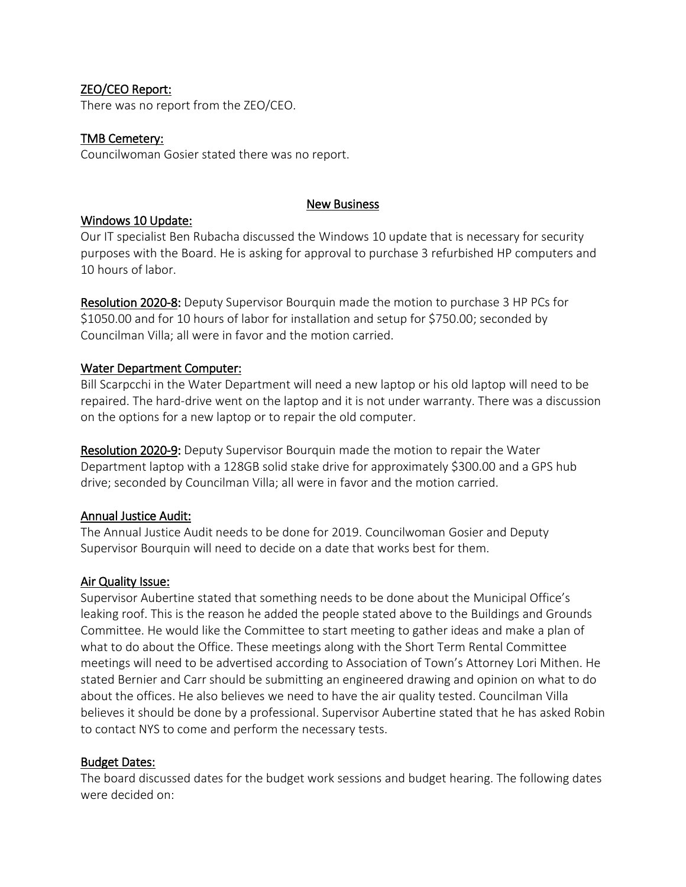ZEO/CEO Report:

There was no report from the ZEO/CEO.

TMB Cemetery:

Councilwoman Gosier stated there was no report.

## New Business

Windows 10 Update:

Our IT specialist Ben Rubacha discussed the Windows 10 update that is necessary for security purposes with the Board. He is asking for approval to purchase 3 refurbished HP computers and 10 hours of labor.

Resolution 2020-8: Deputy Supervisor Bourquin made the motion to purchase 3 HP PCs for $1050.00 and for 10 hours of labor for installation and setup for $750.00; seconded by Councilman Villa; all were in favor and the motion carried.

Water Department Computer:

Bill Scarpcchi in the Water Department will need a new laptop or his old laptop will need to be repaired. The hard-drive went on the laptop and it is not under warranty. There was a discussion on the options for a new laptop or to repair the old computer.

Resolution 2020-9: Deputy Supervisor Bourquin made the motion to repair the Water Department laptop with a 128GB solid stake drive for approximately $300.00 and a GPS hub drive; seconded by Councilman Villa; all were in favor and the motion carried.

Annual Justice Audit:

The Annual Justice Audit needs to be done for 2019. Councilwoman Gosier and Deputy Supervisor Bourquin will need to decide on a date that works best for them.

Air Quality Issue:

Supervisor Aubertine stated that something needs to be done about the Municipal Office's leaking roof. This is the reason he added the people stated above to the Buildings and Grounds Committee. He would like the Committee to start meeting to gather ideas and make a plan of what to do about the Office. These meetings along with the Short Term Rental Committee meetings will need to be advertised according to Association of Town's Attorney Lori Mithen. He stated Bernier and Carr should be submitting an engineered drawing and opinion on what to do about the offices. He also believes we need to have the air quality tested. Councilman Villa believes it should be done by a professional. Supervisor Aubertine stated that he has asked Robin to contact NYS to come and perform the necessary tests.

Budget Dates:

The board discussed dates for the budget work sessions and budget hearing. The following dates were decided on: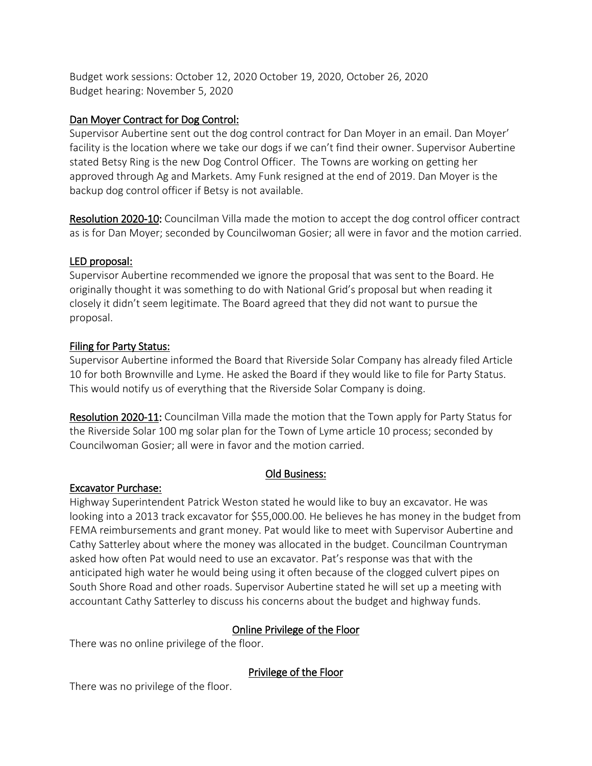Budget work sessions: October 12, 2020 October 19, 2020, October 26, 2020
Budget hearing: November 5, 2020

## Dan Moyer Contract for Dog Control:

Supervisor Aubertine sent out the dog control contract for Dan Moyer in an email. Dan Moyer' facility is the location where we take our dogs if we can't find their owner. Supervisor Aubertine stated Betsy Ring is the new Dog Control Officer. The Towns are working on getting her approved through Ag and Markets. Amy Funk resigned at the end of 2019. Dan Moyer is the backup dog control officer if Betsy is not available.

**Resolution 2020-10:** Councilman Villa made the motion to accept the dog control officer contract as is for Dan Moyer; seconded by Councilwoman Gosier; all were in favor and the motion carried.

## LED proposal:

Supervisor Aubertine recommended we ignore the proposal that was sent to the Board. He originally thought it was something to do with National Grid's proposal but when reading it closely it didn't seem legitimate. The Board agreed that they did not want to pursue the proposal.

## Filing for Party Status:

Supervisor Aubertine informed the Board that Riverside Solar Company has already filed Article 10 for both Brownville and Lyme. He asked the Board if they would like to file for Party Status. This would notify us of everything that the Riverside Solar Company is doing.

**Resolution 2020-11:** Councilman Villa made the motion that the Town apply for Party Status for the Riverside Solar 100 mg solar plan for the Town of Lyme article 10 process; seconded by Councilwoman Gosier; all were in favor and the motion carried.

## Old Business:

## Excavator Purchase:

Highway Superintendent Patrick Weston stated he would like to buy an excavator. He was looking into a 2013 track excavator for $55,000.00. He believes he has money in the budget from FEMA reimbursements and grant money. Pat would like to meet with Supervisor Aubertine and Cathy Satterley about where the money was allocated in the budget. Councilman Countryman asked how often Pat would need to use an excavator. Pat's response was that with the anticipated high water he would being using it often because of the clogged culvert pipes on South Shore Road and other roads. Supervisor Aubertine stated he will set up a meeting with accountant Cathy Satterley to discuss his concerns about the budget and highway funds.

## Online Privilege of the Floor

There was no online privilege of the floor.

## Privilege of the Floor

There was no privilege of the floor.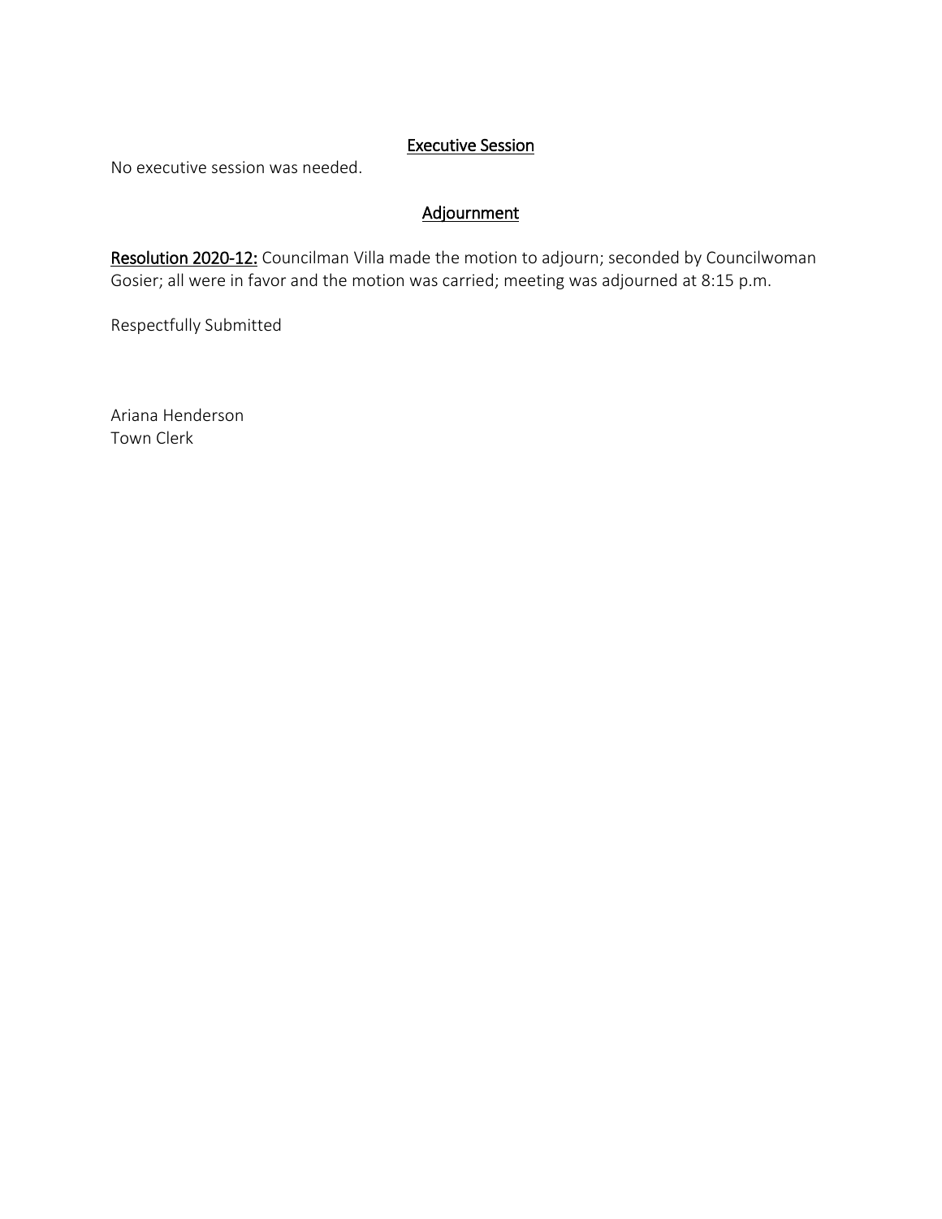## Executive Session

No executive session was needed.

## Adjournment

**Resolution 2020-12:** Councilman Villa made the motion to adjourn; seconded by Councilwoman Gosier; all were in favor and the motion was carried; meeting was adjourned at 8:15 p.m.

Respectfully Submitted

Ariana Henderson
Town Clerk